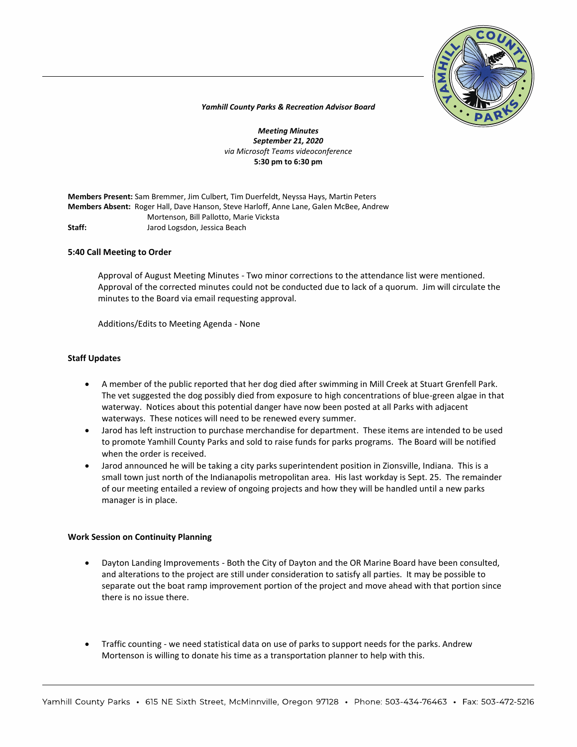*Yamhill County Parks & Recreation Advisor Board*

***Meeting Minutes***
***September 21, 2020***
*via Microsoft Teams videoconference*
**5:30 pm to 6:30 pm**

**Members Present:** Sam Bremmer, Jim Culbert, Tim Duerfeldt, Neyssa Hays, Martin Peters
**Members Absent:** Roger Hall, Dave Hanson, Steve Harloff, Anne Lane, Galen McBee, Andrew Mortenson, Bill Pallotto, Marie Vicksta
**Staff:** Jarod Logsdon, Jessica Beach

**5:40 Call Meeting to Order**

Approval of August Meeting Minutes - Two minor corrections to the attendance list were mentioned. Approval of the corrected minutes could not be conducted due to lack of a quorum. Jim will circulate the minutes to the Board via email requesting approval.

Additions/Edits to Meeting Agenda - None

**Staff Updates**

- A member of the public reported that her dog died after swimming in Mill Creek at Stuart Grenfell Park. The vet suggested the dog possibly died from exposure to high concentrations of blue-green algae in that waterway. Notices about this potential danger have now been posted at all Parks with adjacent waterways. These notices will need to be renewed every summer.
- Jarod has left instruction to purchase merchandise for department. These items are intended to be used to promote Yamhill County Parks and sold to raise funds for parks programs. The Board will be notified when the order is received.
- Jarod announced he will be taking a city parks superintendent position in Zionsville, Indiana. This is a small town just north of the Indianapolis metropolitan area. His last workday is Sept. 25. The remainder of our meeting entailed a review of ongoing projects and how they will be handled until a new parks manager is in place.

**Work Session on Continuity Planning**

- Dayton Landing Improvements - Both the City of Dayton and the OR Marine Board have been consulted, and alterations to the project are still under consideration to satisfy all parties. It may be possible to separate out the boat ramp improvement portion of the project and move ahead with that portion since there is no issue there.

- Traffic counting - we need statistical data on use of parks to support needs for the parks. Andrew Mortenson is willing to donate his time as a transportation planner to help with this.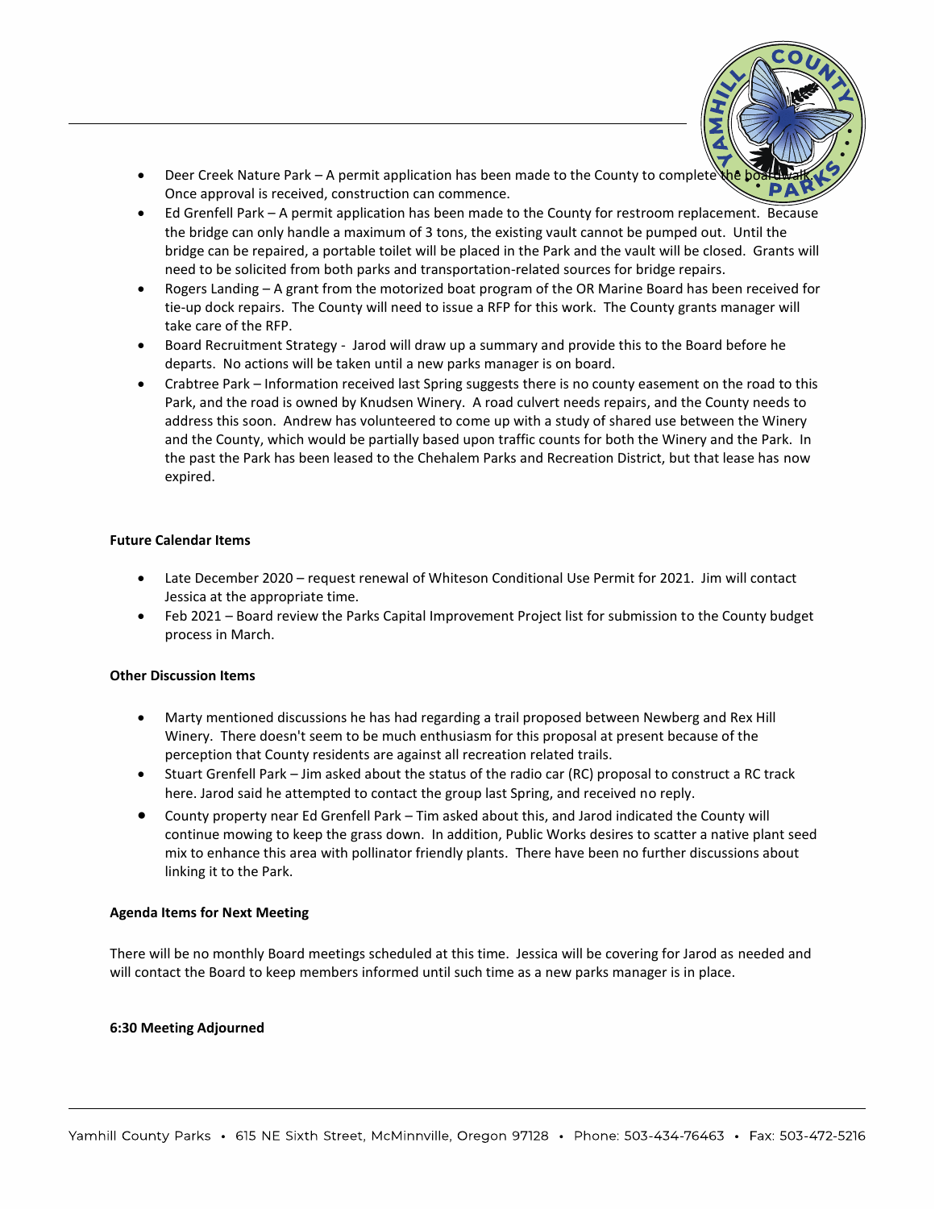- Deer Creek Nature Park – A permit application has been made to the County to complete the boardwalk. Once approval is received, construction can commence.
- Ed Grenfell Park – A permit application has been made to the County for restroom replacement. Because the bridge can only handle a maximum of 3 tons, the existing vault cannot be pumped out. Until the bridge can be repaired, a portable toilet will be placed in the Park and the vault will be closed. Grants will need to be solicited from both parks and transportation-related sources for bridge repairs.
- Rogers Landing – A grant from the motorized boat program of the OR Marine Board has been received for tie-up dock repairs. The County will need to issue a RFP for this work. The County grants manager will take care of the RFP.
- Board Recruitment Strategy - Jarod will draw up a summary and provide this to the Board before he departs. No actions will be taken until a new parks manager is on board.
- Crabtree Park – Information received last Spring suggests there is no county easement on the road to this Park, and the road is owned by Knudsen Winery. A road culvert needs repairs, and the County needs to address this soon. Andrew has volunteered to come up with a study of shared use between the Winery and the County, which would be partially based upon traffic counts for both the Winery and the Park. In the past the Park has been leased to the Chehalem Parks and Recreation District, but that lease has now expired.

**Future Calendar Items**

- Late December 2020 – request renewal of Whiteson Conditional Use Permit for 2021. Jim will contact Jessica at the appropriate time.
- Feb 2021 – Board review the Parks Capital Improvement Project list for submission to the County budget process in March.

**Other Discussion Items**

- Marty mentioned discussions he has had regarding a trail proposed between Newberg and Rex Hill Winery. There doesn't seem to be much enthusiasm for this proposal at present because of the perception that County residents are against all recreation related trails.
- Stuart Grenfell Park – Jim asked about the status of the radio car (RC) proposal to construct a RC track here. Jarod said he attempted to contact the group last Spring, and received no reply.
- County property near Ed Grenfell Park – Tim asked about this, and Jarod indicated the County will continue mowing to keep the grass down. In addition, Public Works desires to scatter a native plant seed mix to enhance this area with pollinator friendly plants. There have been no further discussions about linking it to the Park.

**Agenda Items for Next Meeting**

There will be no monthly Board meetings scheduled at this time. Jessica will be covering for Jarod as needed and will contact the Board to keep members informed until such time as a new parks manager is in place.

**6:30 Meeting Adjourned**